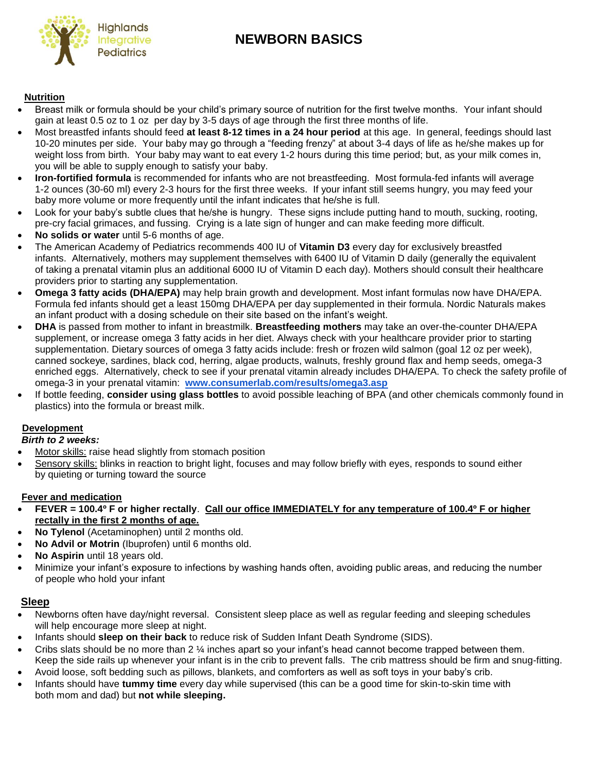Highlands Integrative Pediatrics

# NEWBORN BASICS

## Nutrition

- Breast milk or formula should be your child's primary source of nutrition for the first twelve months. Your infant should gain at least 0.5 oz to 1 oz per day by 3-5 days of age through the first three months of life.
- Most breastfed infants should feed **at least 8-12 times in a 24 hour period** at this age. In general, feedings should last 10-20 minutes per side. Your baby may go through a "feeding frenzy" at about 3-4 days of life as he/she makes up for weight loss from birth. Your baby may want to eat every 1-2 hours during this time period; but, as your milk comes in, you will be able to supply enough to satisfy your baby.
- **Iron-fortified formula** is recommended for infants who are not breastfeeding. Most formula-fed infants will average 1-2 ounces (30-60 ml) every 2-3 hours for the first three weeks. If your infant still seems hungry, you may feed your baby more volume or more frequently until the infant indicates that he/she is full.
- Look for your baby's subtle clues that he/she is hungry. These signs include putting hand to mouth, sucking, rooting, pre-cry facial grimaces, and fussing. Crying is a late sign of hunger and can make feeding more difficult.
- **No solids or water** until 5-6 months of age.
- The American Academy of Pediatrics recommends 400 IU of **Vitamin D3** every day for exclusively breastfed infants. Alternatively, mothers may supplement themselves with 6400 IU of Vitamin D daily (generally the equivalent of taking a prenatal vitamin plus an additional 6000 IU of Vitamin D each day). Mothers should consult their healthcare providers prior to starting any supplementation.
- **Omega 3 fatty acids (DHA/EPA)** may help brain growth and development. Most infant formulas now have DHA/EPA. Formula fed infants should get a least 150mg DHA/EPA per day supplemented in their formula. Nordic Naturals makes an infant product with a dosing schedule on their site based on the infant's weight.
- **DHA** is passed from mother to infant in breastmilk. **Breastfeeding mothers** may take an over-the-counter DHA/EPA supplement, or increase omega 3 fatty acids in her diet. Always check with your healthcare provider prior to starting supplementation. Dietary sources of omega 3 fatty acids include: fresh or frozen wild salmon (goal 12 oz per week), canned sockeye, sardines, black cod, herring, algae products, walnuts, freshly ground flax and hemp seeds, omega-3 enriched eggs. Alternatively, check to see if your prenatal vitamin already includes DHA/EPA. To check the safety profile of omega-3 in your prenatal vitamin: **www.consumerlab.com/results/omega3.asp**
- If bottle feeding, **consider using glass bottles** to avoid possible leaching of BPA (and other chemicals commonly found in plastics) into the formula or breast milk.

## Development

***Birth to 2 weeks:***

- Motor skills: raise head slightly from stomach position
- Sensory skills: blinks in reaction to bright light, focuses and may follow briefly with eyes, responds to sound either by quieting or turning toward the source

## Fever and medication

- **FEVER = 100.4º F or higher rectally**. **Call our office IMMEDIATELY for any temperature of 100.4º F or higher rectally in the first 2 months of age.**
- **No Tylenol** (Acetaminophen) until 2 months old.
- **No Advil or Motrin** (Ibuprofen) until 6 months old.
- **No Aspirin** until 18 years old.
- Minimize your infant's exposure to infections by washing hands often, avoiding public areas, and reducing the number of people who hold your infant

## Sleep

- Newborns often have day/night reversal. Consistent sleep place as well as regular feeding and sleeping schedules will help encourage more sleep at night.
- Infants should **sleep on their back** to reduce risk of Sudden Infant Death Syndrome (SIDS).
- Cribs slats should be no more than 2 ¼ inches apart so your infant's head cannot become trapped between them. Keep the side rails up whenever your infant is in the crib to prevent falls. The crib mattress should be firm and snug-fitting.
- Avoid loose, soft bedding such as pillows, blankets, and comforters as well as soft toys in your baby's crib.
- Infants should have **tummy time** every day while supervised (this can be a good time for skin-to-skin time with both mom and dad) but **not while sleeping.**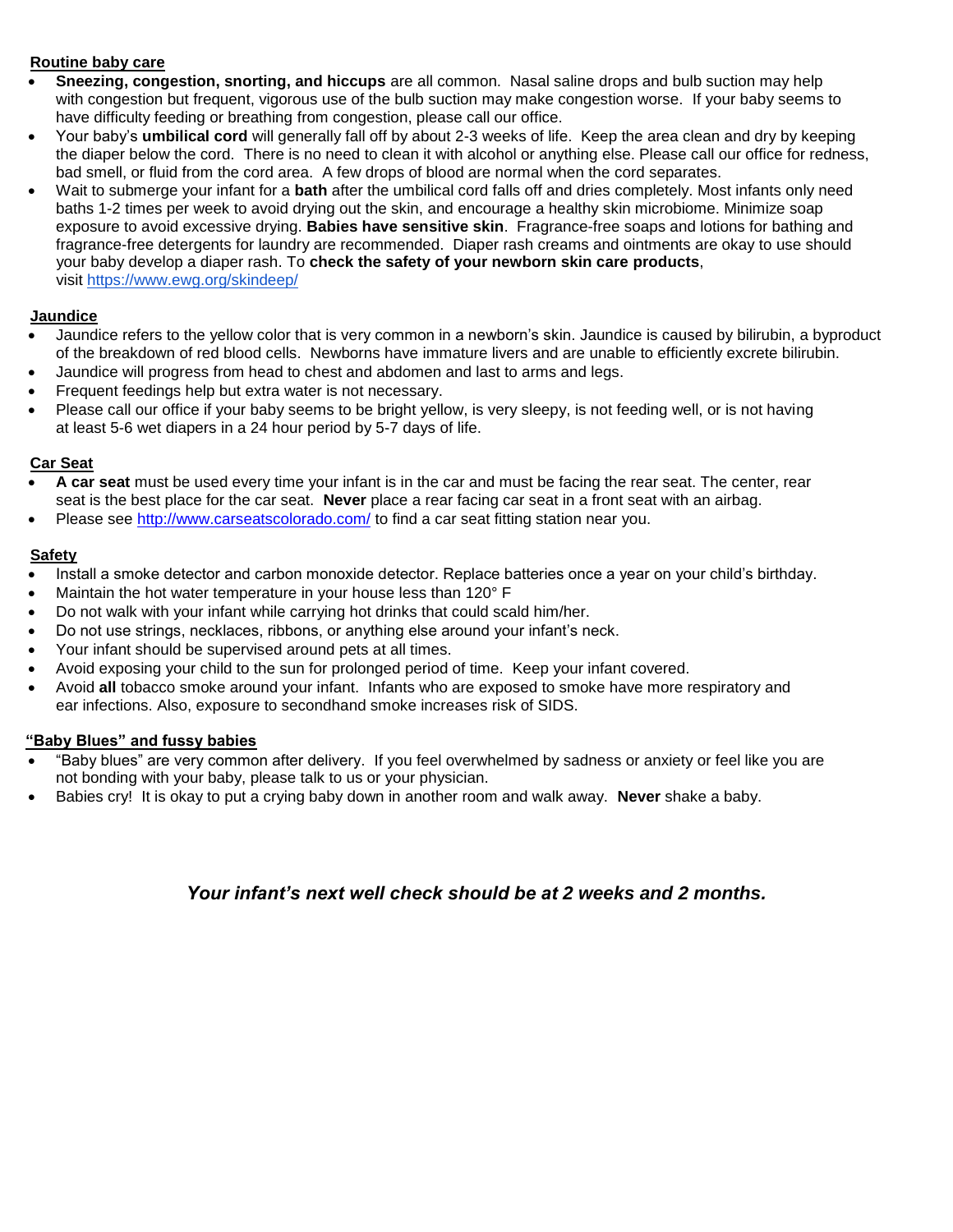**Routine baby care**

- **Sneezing, congestion, snorting, and hiccups** are all common. Nasal saline drops and bulb suction may help with congestion but frequent, vigorous use of the bulb suction may make congestion worse. If your baby seems to have difficulty feeding or breathing from congestion, please call our office.
- Your baby's **umbilical cord** will generally fall off by about 2-3 weeks of life. Keep the area clean and dry by keeping the diaper below the cord. There is no need to clean it with alcohol or anything else. Please call our office for redness, bad smell, or fluid from the cord area. A few drops of blood are normal when the cord separates.
- Wait to submerge your infant for a **bath** after the umbilical cord falls off and dries completely. Most infants only need baths 1-2 times per week to avoid drying out the skin, and encourage a healthy skin microbiome. Minimize soap exposure to avoid excessive drying. **Babies have sensitive skin**. Fragrance-free soaps and lotions for bathing and fragrance-free detergents for laundry are recommended. Diaper rash creams and ointments are okay to use should your baby develop a diaper rash. To **check the safety of your newborn skin care products**, visit https://www.ewg.org/skindeep/

**Jaundice**

- Jaundice refers to the yellow color that is very common in a newborn's skin. Jaundice is caused by bilirubin, a byproduct of the breakdown of red blood cells. Newborns have immature livers and are unable to efficiently excrete bilirubin.
- Jaundice will progress from head to chest and abdomen and last to arms and legs.
- Frequent feedings help but extra water is not necessary.
- Please call our office if your baby seems to be bright yellow, is very sleepy, is not feeding well, or is not having at least 5-6 wet diapers in a 24 hour period by 5-7 days of life.

**Car Seat**

- **A car seat** must be used every time your infant is in the car and must be facing the rear seat. The center, rear seat is the best place for the car seat. **Never** place a rear facing car seat in a front seat with an airbag.
- Please see http://www.carseatscolorado.com/ to find a car seat fitting station near you.

**Safety**

- Install a smoke detector and carbon monoxide detector. Replace batteries once a year on your child's birthday.
- Maintain the hot water temperature in your house less than 120° F
- Do not walk with your infant while carrying hot drinks that could scald him/her.
- Do not use strings, necklaces, ribbons, or anything else around your infant's neck.
- Your infant should be supervised around pets at all times.
- Avoid exposing your child to the sun for prolonged period of time. Keep your infant covered.
- Avoid **all** tobacco smoke around your infant. Infants who are exposed to smoke have more respiratory and ear infections. Also, exposure to secondhand smoke increases risk of SIDS.

**"Baby Blues" and fussy babies**

- "Baby blues" are very common after delivery. If you feel overwhelmed by sadness or anxiety or feel like you are not bonding with your baby, please talk to us or your physician.
- Babies cry! It is okay to put a crying baby down in another room and walk away. **Never** shake a baby.

***Your infant's next well check should be at 2 weeks and 2 months.***